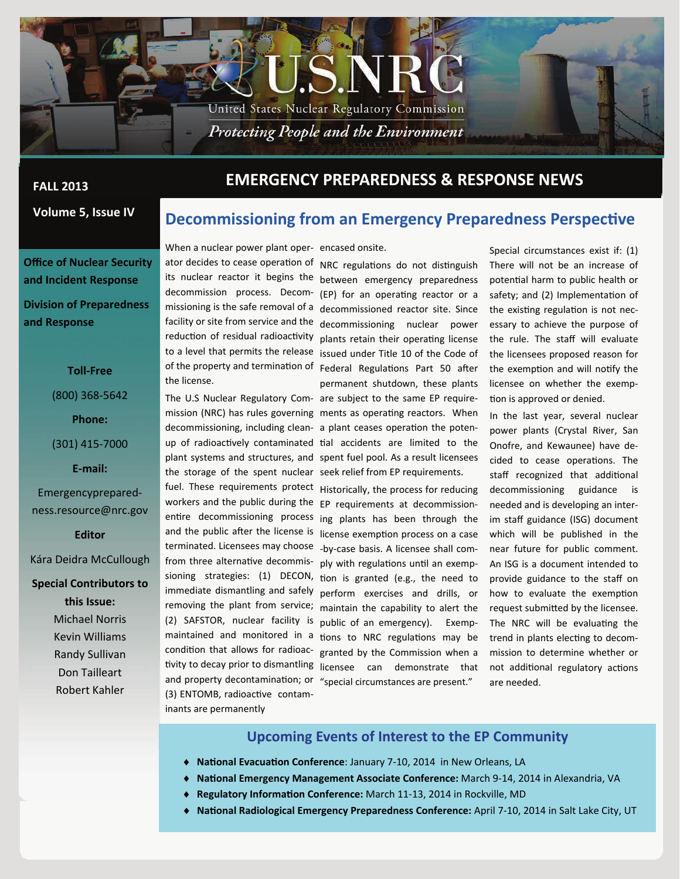U.S.NRC

United States Nuclear Regulatory Commission

*Protecting People and the Environment*

**FALL 2013**

**Volume 5, Issue IV**

# EMERGENCY PREPAREDNESS & RESPONSE NEWS

**Office of Nuclear Security and Incident Response**

**Division of Preparedness and Response**

**Toll-Free**

(800) 368-5642

**Phone:**

(301) 415-7000

**E-mail:**

Emergencypreparedness.resource@nrc.gov

**Editor**

Kára Deidra McCullough

**Special Contributors to this Issue:**

Michael Norris
Kevin Williams
Randy Sullivan
Don Tailleart
Robert Kahler

## Decommissioning from an Emergency Preparedness Perspective

When a nuclear power plant operator decides to cease operation of its nuclear reactor it begins the decommission process. Decommissioning is the safe removal of a facility or site from service and the reduction of residual radioactivity to a level that permits the release of the property and termination of the license.

The U.S Nuclear Regulatory Commission (NRC) has rules governing decommissioning, including clean-up of radioactively contaminated plant systems and structures, and the storage of the spent nuclear fuel. These requirements protect workers and the public during the entire decommissioning process and the public after the license is terminated. Licensees may choose from three alternative decommissioning strategies: (1) DECON, immediate dismantling and safely removing the plant from service; (2) SAFSTOR, nuclear facility is maintained and monitored in a condition that allows for radioactivity to decay prior to dismantling and property decontamination; or (3) ENTOMB, radioactive contaminants are permanently encased onsite.

NRC regulations do not distinguish between emergency preparedness (EP) for an operating reactor or a decommissioned reactor site. Since decommissioning nuclear power plants retain their operating license issued under Title 10 of the Code of Federal Regulations Part 50 after permanent shutdown, these plants are subject to the same EP requirements as operating reactors. When a plant ceases operation the potential accidents are limited to the spent fuel pool. As a result licensees seek relief from EP requirements.

Historically, the process for reducing EP requirements at decommissioning plants has been through the license exemption process on a case-by-case basis. A licensee shall comply with regulations until an exemption is granted (e.g., the need to perform exercises and drills, or maintain the capability to alert the public of an emergency). Exemptions to NRC regulations may be granted by the Commission when a licensee can demonstrate that "special circumstances are present."

Special circumstances exist if: (1) There will not be an increase of potential harm to public health or safety; and (2) Implementation of the existing regulation is not necessary to achieve the purpose of the rule. The staff will evaluate the licensees proposed reason for the exemption and will notify the licensee on whether the exemption is approved or denied.

In the last year, several nuclear power plants (Crystal River, San Onofre, and Kewaunee) have decided to cease operations. The staff recognized that additional decommissioning guidance is needed and is developing an interim staff guidance (ISG) document which will be published in the near future for public comment. An ISG is a document intended to provide guidance to the staff on how to evaluate the exemption request submitted by the licensee. The NRC will be evaluating the trend in plants electing to decommission to determine whether or not additional regulatory actions are needed.

## Upcoming Events of Interest to the EP Community

- **National Evacuation Conference**: January 7-10, 2014 in New Orleans, LA
- **National Emergency Management Associate Conference:** March 9-14, 2014 in Alexandria, VA
- **Regulatory Information Conference:** March 11-13, 2014 in Rockville, MD
- **National Radiological Emergency Preparedness Conference:** April 7-10, 2014 in Salt Lake City, UT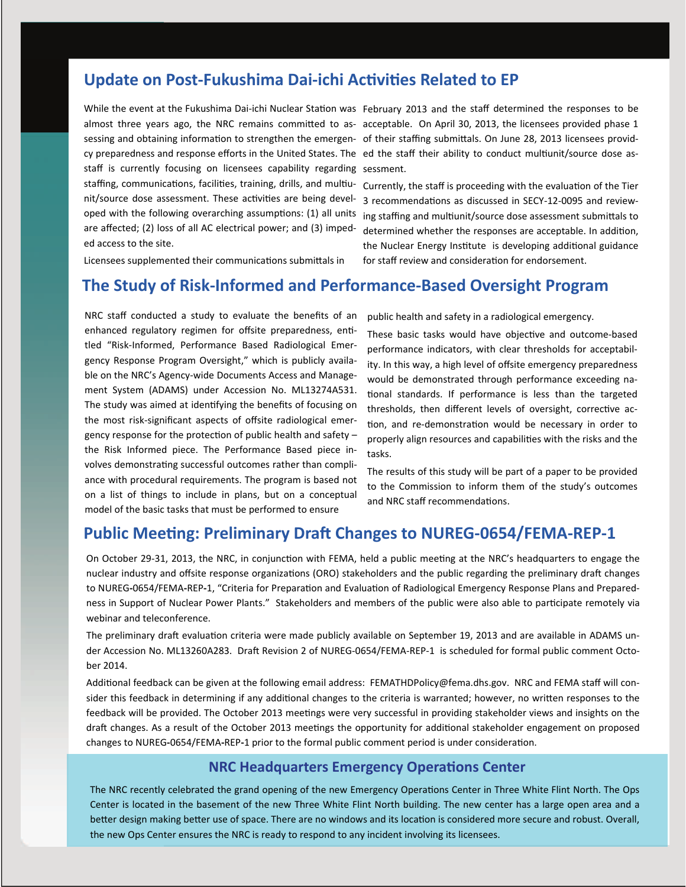## Update on Post-Fukushima Dai-ichi Activities Related to EP

While the event at the Fukushima Dai-ichi Nuclear Station was almost three years ago, the NRC remains committed to assessing and obtaining information to strengthen the emergency preparedness and response efforts in the United States. The staff is currently focusing on licensees capability regarding staffing, communications, facilities, training, drills, and multiunit/source dose assessment. These activities are being developed with the following overarching assumptions: (1) all units are affected; (2) loss of all AC electrical power; and (3) impeded access to the site.

Licensees supplemented their communications submittals in February 2013 and the staff determined the responses to be acceptable. On April 30, 2013, the licensees provided phase 1 of their staffing submittals. On June 28, 2013 licensees provided the staff their ability to conduct multiunit/source dose assessment.

Currently, the staff is proceeding with the evaluation of the Tier 3 recommendations as discussed in SECY-12-0095 and reviewing staffing and multiunit/source dose assessment submittals to determined whether the responses are acceptable. In addition, the Nuclear Energy Institute is developing additional guidance for staff review and consideration for endorsement.

## The Study of Risk-Informed and Performance-Based Oversight Program

NRC staff conducted a study to evaluate the benefits of an enhanced regulatory regimen for offsite preparedness, entitled "Risk-Informed, Performance Based Radiological Emergency Response Program Oversight," which is publicly available on the NRC's Agency-wide Documents Access and Management System (ADAMS) under Accession No. ML13274A531. The study was aimed at identifying the benefits of focusing on the most risk-significant aspects of offsite radiological emergency response for the protection of public health and safety – the Risk Informed piece. The Performance Based piece involves demonstrating successful outcomes rather than compliance with procedural requirements. The program is based not on a list of things to include in plans, but on a conceptual model of the basic tasks that must be performed to ensure public health and safety in a radiological emergency.

These basic tasks would have objective and outcome-based performance indicators, with clear thresholds for acceptability. In this way, a high level of offsite emergency preparedness would be demonstrated through performance exceeding national standards. If performance is less than the targeted thresholds, then different levels of oversight, corrective action, and re-demonstration would be necessary in order to properly align resources and capabilities with the risks and the tasks.

The results of this study will be part of a paper to be provided to the Commission to inform them of the study's outcomes and NRC staff recommendations.

## Public Meeting: Preliminary Draft Changes to NUREG-0654/FEMA-REP-1

On October 29-31, 2013, the NRC, in conjunction with FEMA, held a public meeting at the NRC's headquarters to engage the nuclear industry and offsite response organizations (ORO) stakeholders and the public regarding the preliminary draft changes to NUREG-0654/FEMA-REP-1, "Criteria for Preparation and Evaluation of Radiological Emergency Response Plans and Preparedness in Support of Nuclear Power Plants." Stakeholders and members of the public were also able to participate remotely via webinar and teleconference.

The preliminary draft evaluation criteria were made publicly available on September 19, 2013 and are available in ADAMS under Accession No. ML13260A283. Draft Revision 2 of NUREG-0654/FEMA-REP-1 is scheduled for formal public comment October 2014.

Additional feedback can be given at the following email address: FEMATHDPolicy@fema.dhs.gov. NRC and FEMA staff will consider this feedback in determining if any additional changes to the criteria is warranted; however, no written responses to the feedback will be provided. The October 2013 meetings were very successful in providing stakeholder views and insights on the draft changes. As a result of the October 2013 meetings the opportunity for additional stakeholder engagement on proposed changes to NUREG-0654/FEMA-REP-1 prior to the formal public comment period is under consideration.

### NRC Headquarters Emergency Operations Center

The NRC recently celebrated the grand opening of the new Emergency Operations Center in Three White Flint North. The Ops Center is located in the basement of the new Three White Flint North building. The new center has a large open area and a better design making better use of space. There are no windows and its location is considered more secure and robust. Overall, the new Ops Center ensures the NRC is ready to respond to any incident involving its licensees.